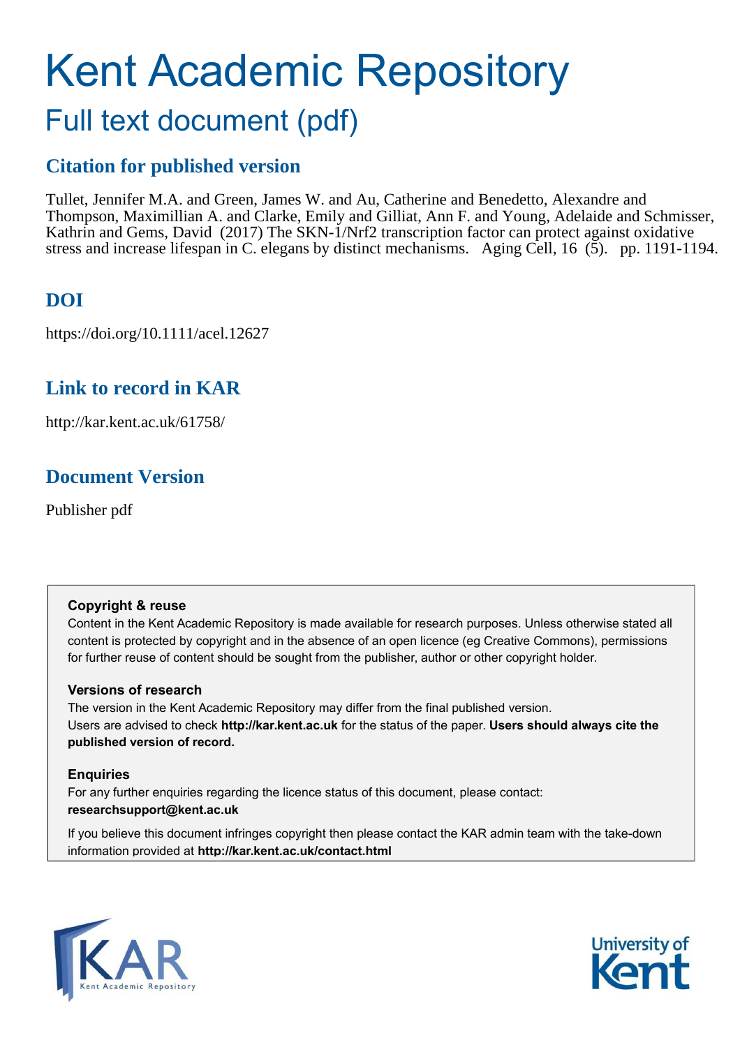# Kent Academic Repository

## Full text document (pdf)

### Citation for published version

Tullet, Jennifer M.A. and Green, James W. and Au, Catherine and Benedetto, Alexandre and Thompson, Maximillian A. and Clarke, Emily and Gilliat, Ann F. and Young, Adelaide and Schmisser, Kathrin and Gems, David (2017) The SKN-1/Nrf2 transcription factor can protect against oxidative stress and increase lifespan in C. elegans by distinct mechanisms. Aging Cell, 16 (5). pp. 1191-1194.

### DOI

https://doi.org/10.1111/acel.12627

### Link to record in KAR

http://kar.kent.ac.uk/61758/

### Document Version

Publisher pdf

**Copyright & reuse**

Content in the Kent Academic Repository is made available for research purposes. Unless otherwise stated all content is protected by copyright and in the absence of an open licence (eg Creative Commons), permissions for further reuse of content should be sought from the publisher, author or other copyright holder.

**Versions of research**

The version in the Kent Academic Repository may differ from the final published version. Users are advised to check **http://kar.kent.ac.uk** for the status of the paper. **Users should always cite the published version of record.**

**Enquiries**

For any further enquiries regarding the licence status of this document, please contact: **researchsupport@kent.ac.uk**

If you believe this document infringes copyright then please contact the KAR admin team with the take-down information provided at **http://kar.kent.ac.uk/contact.html**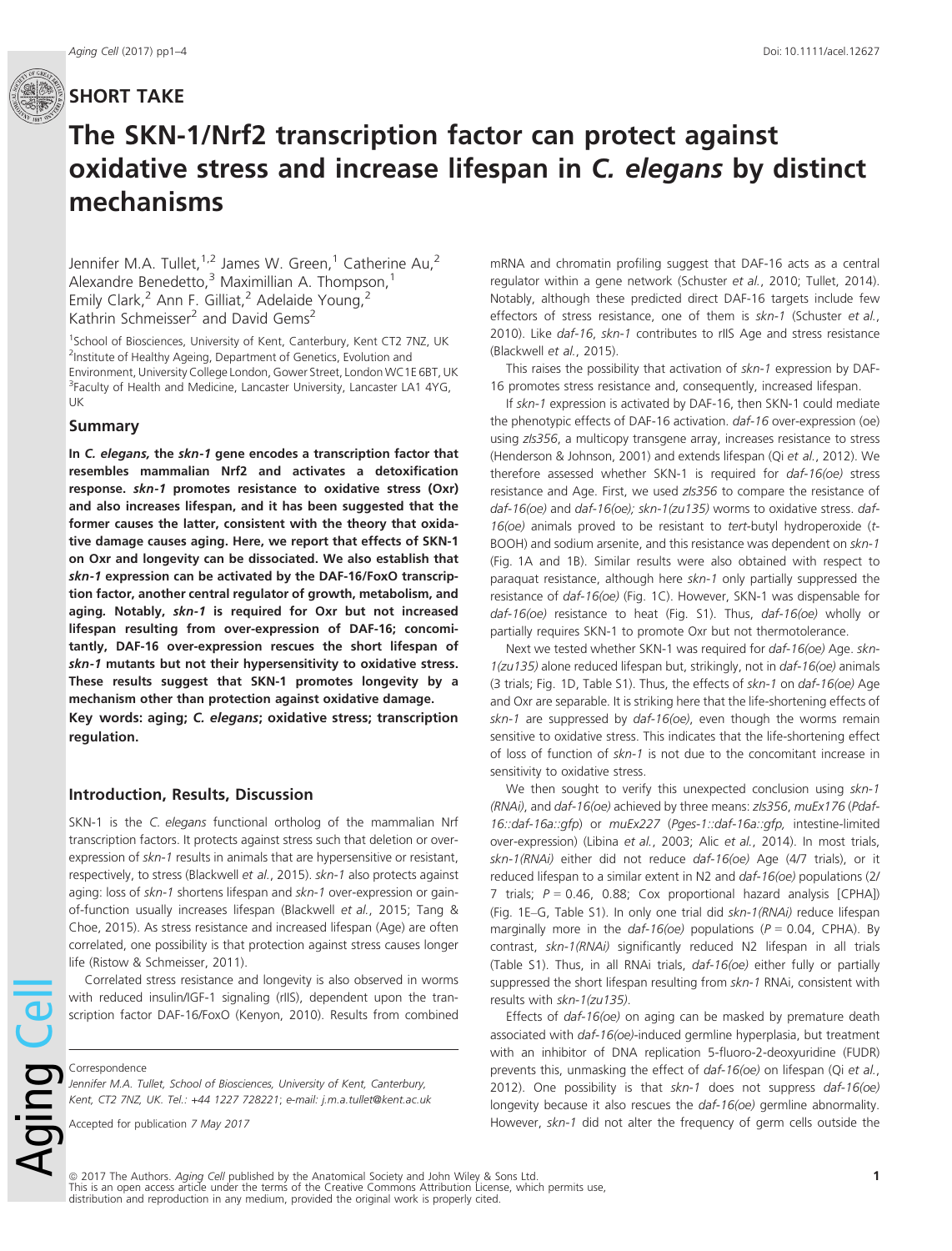## SHORT TAKE

# The SKN-1/Nrf2 transcription factor can protect against oxidative stress and increase lifespan in *C. elegans* by distinct mechanisms

Jennifer M.A. Tullet,[1,2] James W. Green,[1] Catherine Au,[2] Alexandre Benedetto,[3] Maximillian A. Thompson,[1] Emily Clark,[2] Ann F. Gilliat,[2] Adelaide Young,[2] Kathrin Schmeisser[2] and David Gems[2]

[1]School of Biosciences, University of Kent, Canterbury, Kent CT2 7NZ, UK
[2]Institute of Healthy Ageing, Department of Genetics, Evolution and Environment, University College London, Gower Street, London WC1E 6BT, UK
[3]Faculty of Health and Medicine, Lancaster University, Lancaster LA1 4YG, UK

## Summary

**In *C. elegans,* the *skn-1* gene encodes a transcription factor that resembles mammalian Nrf2 and activates a detoxification response. *skn-1* promotes resistance to oxidative stress (Oxr) and also increases lifespan, and it has been suggested that the former causes the latter, consistent with the theory that oxidative damage causes aging. Here, we report that effects of SKN-1 on Oxr and longevity can be dissociated. We also establish that *skn-1* expression can be activated by the DAF-16/FoxO transcription factor, another central regulator of growth, metabolism, and aging. Notably, *skn-1* is required for Oxr but not increased lifespan resulting from over-expression of DAF-16; concomitantly, DAF-16 over-expression rescues the short lifespan of *skn-1* mutants but not their hypersensitivity to oxidative stress. These results suggest that SKN-1 promotes longevity by a mechanism other than protection against oxidative damage.**

**Key words:** aging; *C. elegans*; oxidative stress; transcription regulation.

## Introduction, Results, Discussion

SKN-1 is the *C. elegans* functional ortholog of the mammalian Nrf transcription factors. It protects against stress such that deletion or over-expression of *skn-1* results in animals that are hypersensitive or resistant, respectively, to stress (Blackwell *et al.*, 2015). *skn-1* also protects against aging: loss of *skn-1* shortens lifespan and *skn-1* over-expression or gain-of-function usually increases lifespan (Blackwell *et al.*, 2015; Tang & Choe, 2015). As stress resistance and increased lifespan (Age) are often correlated, one possibility is that protection against stress causes longer life (Ristow & Schmeisser, 2011).

Correlated stress resistance and longevity is also observed in worms with reduced insulin/IGF-1 signaling (rIIS), dependent upon the transcription factor DAF-16/FoxO (Kenyon, 2010). Results from combined mRNA and chromatin profiling suggest that DAF-16 acts as a central regulator within a gene network (Schuster *et al.*, 2010; Tullet, 2014). Notably, although these predicted direct DAF-16 targets include few effectors of stress resistance, one of them is *skn-1* (Schuster *et al.*, 2010). Like *daf-16*, *skn-1* contributes to rIIS Age and stress resistance (Blackwell *et al.*, 2015).

This raises the possibility that activation of *skn-1* expression by DAF-16 promotes stress resistance and, consequently, increased lifespan.

If *skn-1* expression is activated by DAF-16, then SKN-1 could mediate the phenotypic effects of DAF-16 activation. *daf-16* over-expression (oe) using *zIs356*, a multicopy transgene array, increases resistance to stress (Henderson & Johnson, 2001) and extends lifespan (Qi *et al.*, 2012). We therefore assessed whether SKN-1 is required for *daf-16(oe)* stress resistance and Age. First, we used *zIs356* to compare the resistance of *daf-16(oe)* and *daf-16(oe); skn-1(zu135)* worms to oxidative stress. *daf-16(oe)* animals proved to be resistant to *tert*-butyl hydroperoxide (*t*-BOOH) and sodium arsenite, and this resistance was dependent on *skn-1* (Fig. 1A and 1B). Similar results were also obtained with respect to paraquat resistance, although here *skn-1* only partially suppressed the resistance of *daf-16(oe)* (Fig. 1C). However, SKN-1 was dispensable for *daf-16(oe)* resistance to heat (Fig. S1). Thus, *daf-16(oe)* wholly or partially requires SKN-1 to promote Oxr but not thermotolerance.

Next we tested whether SKN-1 was required for *daf-16(oe)* Age. *skn-1(zu135)* alone reduced lifespan but, strikingly, not in *daf-16(oe)* animals (3 trials; Fig. 1D, Table S1). Thus, the effects of *skn-1* on *daf-16(oe)* Age and Oxr are separable. It is striking here that the life-shortening effects of *skn-1* are suppressed by *daf-16(oe)*, even though the worms remain sensitive to oxidative stress. This indicates that the life-shortening effect of loss of function of *skn-1* is not due to the concomitant increase in sensitivity to oxidative stress.

We then sought to verify this unexpected conclusion using *skn-1(RNAi)*, and *daf-16(oe)* achieved by three means: *zIs356*, *muEx176* (*Pdaf-16::daf-16a::gfp*) or *muEx227* (*Pges-1::daf-16a::gfp,* intestine-limited over-expression) (Libina *et al.*, 2003; Alic *et al.*, 2014). In most trials, *skn-1(RNAi)* either did not reduce *daf-16(oe)* Age (4/7 trials), or it reduced lifespan to a similar extent in N2 and *daf-16(oe)* populations (2/7 trials; $P = 0.46$, $0.88$; Cox proportional hazard analysis [CPHA]) (Fig. 1E–G, Table S1). In only one trial did *skn-1(RNAi)* reduce lifespan marginally more in the *daf-16(oe)* populations ($P = 0.04$, CPHA). By contrast, *skn-1(RNAi)* significantly reduced N2 lifespan in all trials (Table S1). Thus, in all RNAi trials, *daf-16(oe)* either fully or partially suppressed the short lifespan resulting from *skn-1* RNAi, consistent with results with *skn-1(zu135)*.

Effects of *daf-16(oe)* on aging can be masked by premature death associated with *daf-16(oe)*-induced germline hyperplasia, but treatment with an inhibitor of DNA replication 5-fluoro-2-deoxyuridine (FUDR) prevents this, unmasking the effect of *daf-16(oe)* on lifespan (Qi *et al.*, 2012). One possibility is that *skn-1* does not suppress *daf-16(oe)* longevity because it also rescues the *daf-16(oe)* germline abnormality. However, *skn-1* did not alter the frequency of germ cells outside the

Correspondence
Jennifer M.A. Tullet, School of Biosciences, University of Kent, Canterbury, Kent CT2 7NZ, UK. Tel.: +44 1227 728221; e-mail: j.m.a.tullet@kent.ac.uk

Accepted for publication 7 May 2017

© 2017 The Authors. *Aging Cell* published by the Anatomical Society and John Wiley & Sons Ltd.
This is an open access article under the terms of the Creative Commons Attribution License, which permits use, distribution and reproduction in any medium, provided the original work is properly cited.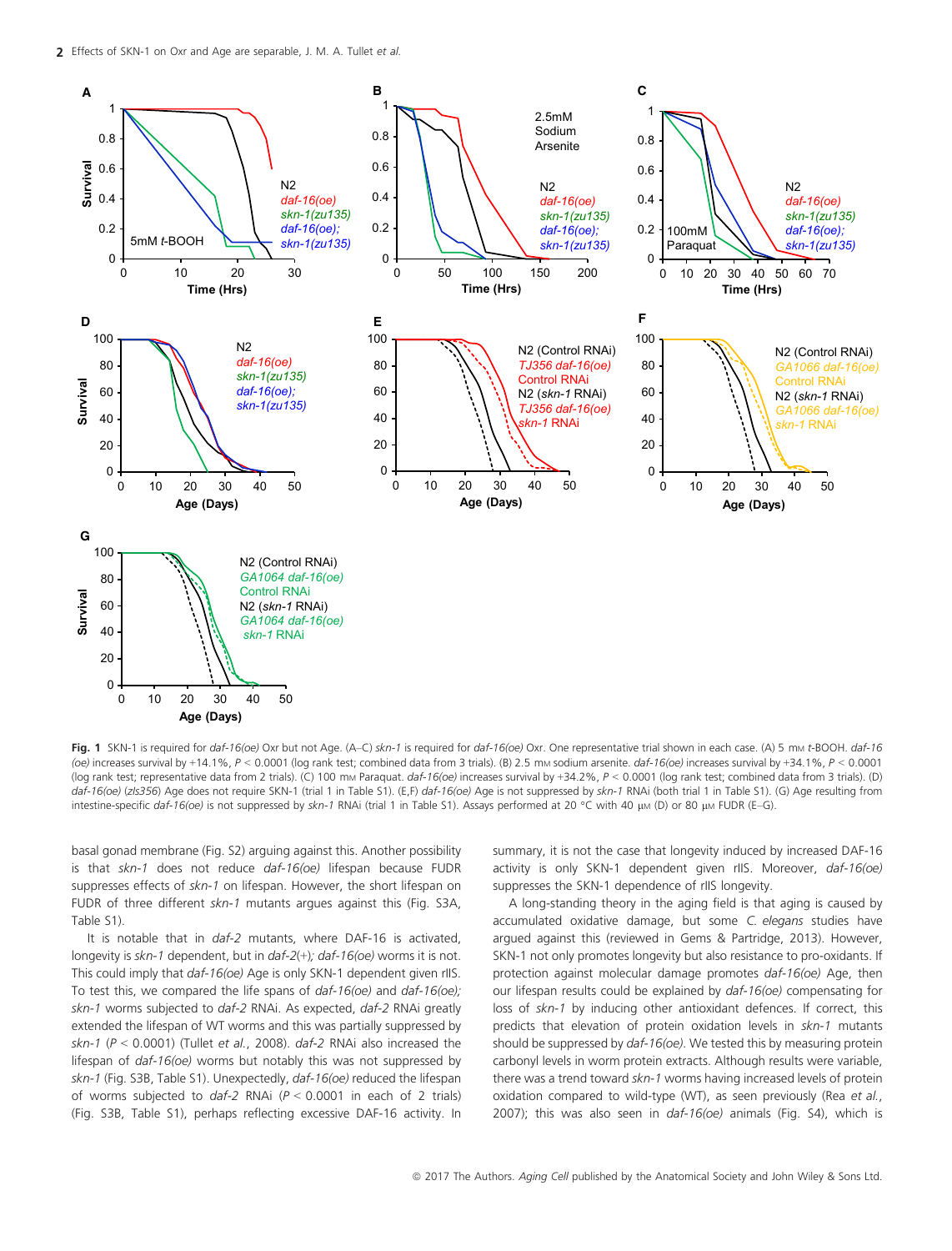**Fig. 1** SKN-1 is required for *daf-16(oe)* Oxr but not Age. (A–C) *skn-1* is required for *daf-16(oe)* Oxr. One representative trial shown in each case. (A) 5 mM *t*-BOOH. *daf-16 (oe)* increases survival by +14.1%, $P < 0.0001$ (log rank test; combined data from 3 trials). (B) 2.5 mM sodium arsenite. *daf-16(oe)* increases survival by +34.1%, $P < 0.0001$ (log rank test; representative data from 2 trials). (C) 100 mM Paraquat. *daf-16(oe)* increases survival by +34.2%, $P < 0.0001$ (log rank test; combined data from 3 trials). (D) *daf-16(oe)* (*zIs356*) Age does not require SKN-1 (trial 1 in Table S1). (E,F) *daf-16(oe)* Age is not suppressed by *skn-1* RNAi (both trial 1 in Table S1). (G) Age resulting from intestine-specific *daf-16(oe)* is not suppressed by *skn-1* RNAi (trial 1 in Table S1). Assays performed at 20 °C with 40 μM (D) or 80 μM FUDR (E–G).

basal gonad membrane (Fig. S2) arguing against this. Another possibility is that *skn-1* does not reduce *daf-16(oe)* lifespan because FUDR suppresses effects of *skn-1* on lifespan. However, the short lifespan on FUDR of three different *skn-1* mutants argues against this (Fig. S3A, Table S1).

It is notable that in *daf-2* mutants, where DAF-16 is activated, longevity is *skn-1* dependent, but in *daf-2(+); daf-16(oe)* worms it is not. This could imply that *daf-16(oe)* Age is only SKN-1 dependent given rIIS. To test this, we compared the life spans of *daf-16(oe)* and *daf-16(oe); skn-1* worms subjected to *daf-2* RNAi. As expected, *daf-2* RNAi greatly extended the lifespan of WT worms and this was partially suppressed by *skn-1* ($P < 0.0001$) (Tullet *et al.*, 2008). *daf-2* RNAi also increased the lifespan of *daf-16(oe)* worms but notably this was not suppressed by *skn-1* (Fig. S3B, Table S1). Unexpectedly, *daf-16(oe)* reduced the lifespan of worms subjected to *daf-2* RNAi ($P < 0.0001$ in each of 2 trials) (Fig. S3B, Table S1), perhaps reflecting excessive DAF-16 activity. In summary, it is not the case that longevity induced by increased DAF-16 activity is only SKN-1 dependent given rIIS. Moreover, *daf-16(oe)* suppresses the SKN-1 dependence of rIIS longevity.

A long-standing theory in the aging field is that aging is caused by accumulated oxidative damage, but some *C. elegans* studies have argued against this (reviewed in Gems & Partridge, 2013). However, SKN-1 not only promotes longevity but also resistance to pro-oxidants. If protection against molecular damage promotes *daf-16(oe)* Age, then our lifespan results could be explained by *daf-16(oe)* compensating for loss of *skn-1* by inducing other antioxidant defences. If correct, this predicts that elevation of protein oxidation levels in *skn-1* mutants should be suppressed by *daf-16(oe)*. We tested this by measuring protein carbonyl levels in worm protein extracts. Although results were variable, there was a trend toward *skn-1* worms having increased levels of protein oxidation compared to wild-type (WT), as seen previously (Rea *et al.*, 2007); this was also seen in *daf-16(oe)* animals (Fig. S4), which is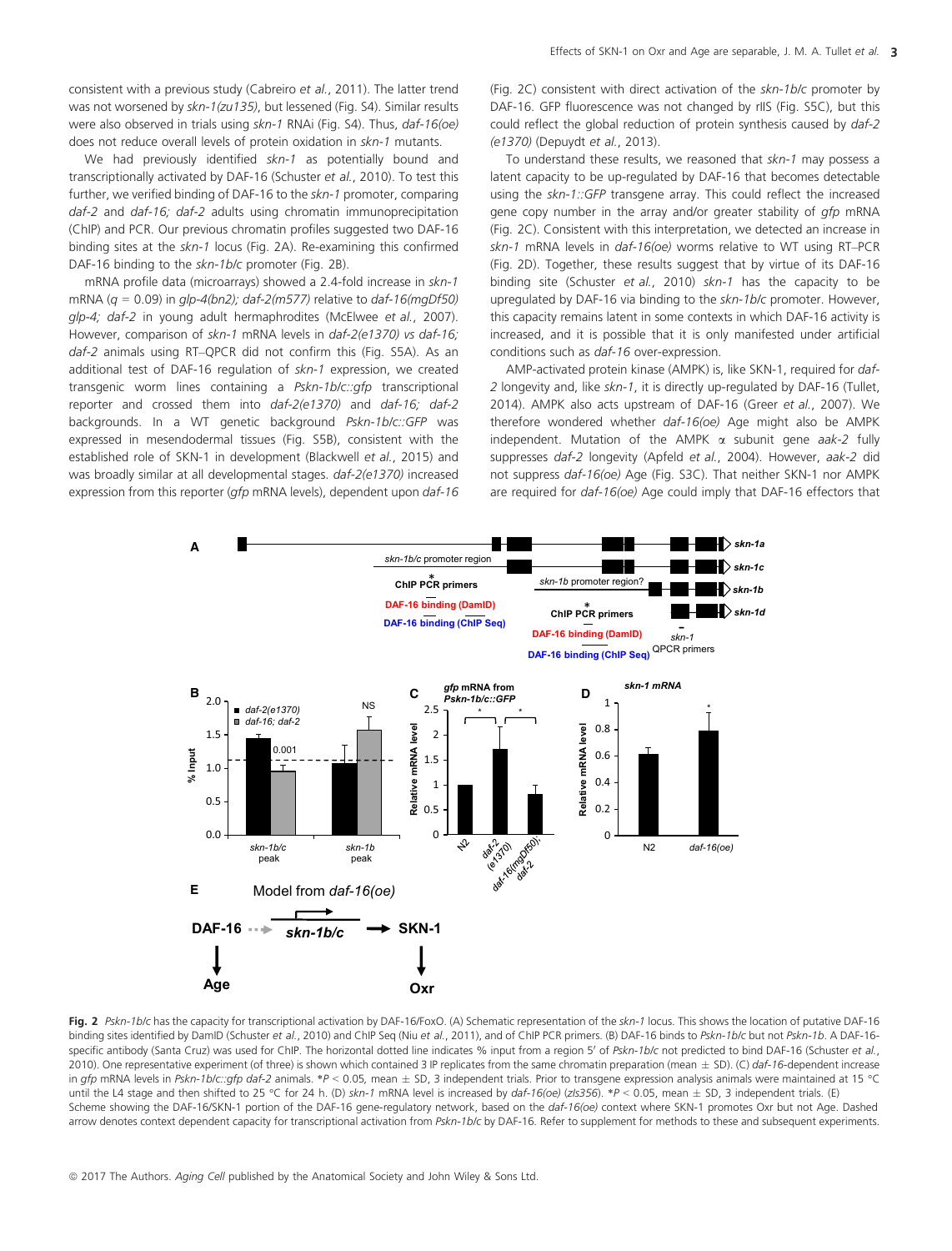consistent with a previous study (Cabreiro *et al.*, 2011). The latter trend was not worsened by *skn-1(zu135)*, but lessened (Fig. S4). Similar results were also observed in trials using *skn-1* RNAi (Fig. S4). Thus, *daf-16(oe)* does not reduce overall levels of protein oxidation in *skn-1* mutants.

We had previously identified *skn-1* as potentially bound and transcriptionally activated by DAF-16 (Schuster *et al.*, 2010). To test this further, we verified binding of DAF-16 to the *skn-1* promoter, comparing *daf-2* and *daf-16; daf-2* adults using chromatin immunoprecipitation (ChIP) and PCR. Our previous chromatin profiles suggested two DAF-16 binding sites at the *skn-1* locus (Fig. 2A). Re-examining this confirmed DAF-16 binding to the *skn-1b/c* promoter (Fig. 2B).

mRNA profile data (microarrays) showed a 2.4-fold increase in *skn-1* mRNA ($q = 0.09$) in *glp-4(bn2); daf-2(m577)* relative to *daf-16(mgDf50) glp-4; daf-2* in young adult hermaphrodites (McElwee *et al.*, 2007). However, comparison of *skn-1* mRNA levels in *daf-2(e1370)* vs *daf-16; daf-2* animals using RT–QPCR did not confirm this (Fig. S5A). As an additional test of DAF-16 regulation of *skn-1* expression, we created transgenic worm lines containing a *Pskn-1b/c::gfp* transcriptional reporter and crossed them into *daf-2(e1370)* and *daf-16; daf-2* backgrounds. In a WT genetic background *Pskn-1b/c::GFP* was expressed in mesendodermal tissues (Fig. S5B), consistent with the established role of SKN-1 in development (Blackwell *et al.*, 2015) and was broadly similar at all developmental stages. *daf-2(e1370)* increased expression from this reporter (*gfp* mRNA levels), dependent upon *daf-16* (Fig. 2C) consistent with direct activation of the *skn-1b/c* promoter by DAF-16. GFP fluorescence was not changed by rIIS (Fig. S5C), but this could reflect the global reduction of protein synthesis caused by *daf-2 (e1370)* (Depuydt *et al.*, 2013).

To understand these results, we reasoned that *skn-1* may possess a latent capacity to be up-regulated by DAF-16 that becomes detectable using the *skn-1::GFP* transgene array. This could reflect the increased gene copy number in the array and/or greater stability of *gfp* mRNA (Fig. 2C). Consistent with this interpretation, we detected an increase in *skn-1* mRNA levels in *daf-16(oe)* worms relative to WT using RT–PCR (Fig. 2D). Together, these results suggest that by virtue of its DAF-16 binding site (Schuster *et al.*, 2010) *skn-1* has the capacity to be upregulated by DAF-16 via binding to the *skn-1b/c* promoter. However, this capacity remains latent in some contexts in which DAF-16 activity is increased, and it is possible that it is only manifested under artificial conditions such as *daf-16* over-expression.

AMP-activated protein kinase (AMPK) is, like SKN-1, required for *daf-2* longevity and, like *skn-1*, it is directly up-regulated by DAF-16 (Tullet, 2014). AMPK also acts upstream of DAF-16 (Greer *et al.*, 2007). We therefore wondered whether *daf-16(oe)* Age might also be AMPK independent. Mutation of the AMPK α subunit gene *aak-2* fully suppresses *daf-2* longevity (Apfeld *et al.*, 2004). However, *aak-2* did not suppress *daf-16(oe)* Age (Fig. S3C). That neither SKN-1 nor AMPK are required for *daf-16(oe)* Age could imply that DAF-16 effectors that

**Fig. 2** *Pskn-1b/c* has the capacity for transcriptional activation by DAF-16/FoxO. (A) Schematic representation of the *skn-1* locus. This shows the location of putative DAF-16 binding sites identified by DamID (Schuster *et al.*, 2010) and ChIP Seq (Niu *et al.*, 2011), and of ChIP PCR primers. (B) DAF-16 binds to *Pskn-1b/c* but not *Pskn-1b*. A DAF-16-specific antibody (Santa Cruz) was used for ChIP. The horizontal dotted line indicates % input from a region 5′ of *Pskn-1b/c* not predicted to bind DAF-16 (Schuster *et al.*, 2010). One representative experiment (of three) is shown which contained 3 IP replicates from the same chromatin preparation (mean ± SD). (C) *daf-16*-dependent increase in *gfp* mRNA levels in *Pskn-1b/c::gfp daf-2* animals. $^{*}P < 0.05$, mean ± SD, 3 independent trials. Prior to transgene expression analysis animals were maintained at 15 °C until the L4 stage and then shifted to 25 °C for 24 h. (D) *skn-1* mRNA level is increased by *daf-16(oe)* (*zIs356*). $^{*}P < 0.05$, mean ± SD, 3 independent trials. (E) Scheme showing the DAF-16/SKN-1 portion of the DAF-16 gene-regulatory network, based on the *daf-16(oe)* context where SKN-1 promotes Oxr but not Age. Dashed arrow denotes context dependent capacity for transcriptional activation from *Pskn-1b/c* by DAF-16. Refer to supplement for methods to these and subsequent experiments.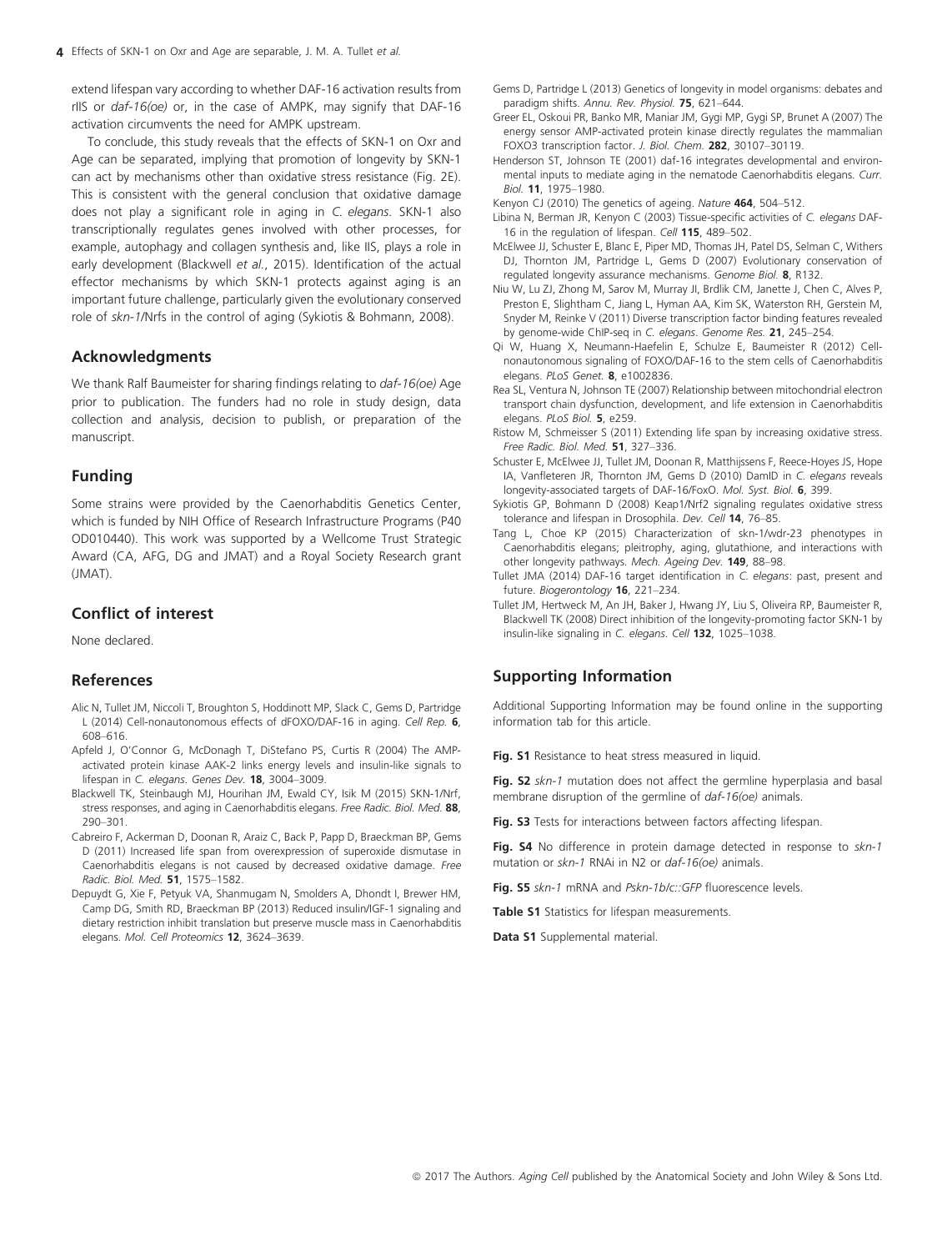extend lifespan vary according to whether DAF-16 activation results from rIIS or *daf-16(oe)* or, in the case of AMPK, may signify that DAF-16 activation circumvents the need for AMPK upstream.

To conclude, this study reveals that the effects of SKN-1 on Oxr and Age can be separated, implying that promotion of longevity by SKN-1 can act by mechanisms other than oxidative stress resistance (Fig. 2E). This is consistent with the general conclusion that oxidative damage does not play a significant role in aging in *C. elegans*. SKN-1 also transcriptionally regulates genes involved with other processes, for example, autophagy and collagen synthesis and, like IIS, plays a role in early development (Blackwell *et al.*, 2015). Identification of the actual effector mechanisms by which SKN-1 protects against aging is an important future challenge, particularly given the evolutionary conserved role of *skn-1*/Nrfs in the control of aging (Sykiotis & Bohmann, 2008).

## Acknowledgments

We thank Ralf Baumeister for sharing findings relating to *daf-16(oe)* Age prior to publication. The funders had no role in study design, data collection and analysis, decision to publish, or preparation of the manuscript.

## Funding

Some strains were provided by the Caenorhabditis Genetics Center, which is funded by NIH Office of Research Infrastructure Programs (P40 OD010440). This work was supported by a Wellcome Trust Strategic Award (CA, AFG, DG and JMAT) and a Royal Society Research grant (JMAT).

## Conflict of interest

None declared.

## References

Alic N, Tullet JM, Niccoli T, Broughton S, Hoddinott MP, Slack C, Gems D, Partridge L (2014) Cell-nonautonomous effects of dFOXO/DAF-16 in aging. *Cell Rep.* **6**, 608–616.

Apfeld J, O'Connor G, McDonagh T, DiStefano PS, Curtis R (2004) The AMP-activated protein kinase AAK-2 links energy levels and insulin-like signals to lifespan in *C. elegans*. *Genes Dev.* **18**, 3004–3009.

Blackwell TK, Steinbaugh MJ, Hourihan JM, Ewald CY, Isik M (2015) SKN-1/Nrf, stress responses, and aging in Caenorhabditis elegans. *Free Radic. Biol. Med.* **88**, 290–301.

Cabreiro F, Ackerman D, Doonan R, Araiz C, Back P, Papp D, Braeckman BP, Gems D (2011) Increased life span from overexpression of superoxide dismutase in Caenorhabditis elegans is not caused by decreased oxidative damage. *Free Radic. Biol. Med.* **51**, 1575–1582.

Depuydt G, Xie F, Petyuk VA, Shanmugam N, Smolders A, Dhondt I, Brewer HM, Camp DG, Smith RD, Braeckman BP (2013) Reduced insulin/IGF-1 signaling and dietary restriction inhibit translation but preserve muscle mass in Caenorhabditis elegans. *Mol. Cell Proteomics* **12**, 3624–3639.

Gems D, Partridge L (2013) Genetics of longevity in model organisms: debates and paradigm shifts. *Annu. Rev. Physiol.* **75**, 621–644.

Greer EL, Oskoui PR, Banko MR, Maniar JM, Gygi MP, Gygi SP, Brunet A (2007) The energy sensor AMP-activated protein kinase directly regulates the mammalian FOXO3 transcription factor. *J. Biol. Chem.* **282**, 30107–30119.

Henderson ST, Johnson TE (2001) daf-16 integrates developmental and environmental inputs to mediate aging in the nematode Caenorhabditis elegans. *Curr. Biol.* **11**, 1975–1980.

Kenyon CJ (2010) The genetics of ageing. *Nature* **464**, 504–512.

Libina N, Berman JR, Kenyon C (2003) Tissue-specific activities of *C. elegans* DAF-16 in the regulation of lifespan. *Cell* **115**, 489–502.

McElwee JJ, Schuster E, Blanc E, Piper MD, Thomas JH, Patel DS, Selman C, Withers DJ, Thornton JM, Partridge L, Gems D (2007) Evolutionary conservation of regulated longevity assurance mechanisms. *Genome Biol.* **8**, R132.

Niu W, Lu ZJ, Zhong M, Sarov M, Murray JI, Brdlik CM, Janette J, Chen C, Alves P, Preston E, Slightham C, Jiang L, Hyman AA, Kim SK, Waterston RH, Gerstein M, Snyder M, Reinke V (2011) Diverse transcription factor binding features revealed by genome-wide ChIP-seq in *C. elegans*. *Genome Res.* **21**, 245–254.

Qi W, Huang X, Neumann-Haefelin E, Schulze E, Baumeister R (2012) Cell-nonautonomous signaling of FOXO/DAF-16 to the stem cells of Caenorhabditis elegans. *PLoS Genet.* **8**, e1002836.

Rea SL, Ventura N, Johnson TE (2007) Relationship between mitochondrial electron transport chain dysfunction, development, and life extension in Caenorhabditis elegans. *PLoS Biol.* **5**, e259.

Ristow M, Schmeisser S (2011) Extending life span by increasing oxidative stress. *Free Radic. Biol. Med.* **51**, 327–336.

Schuster E, McElwee JJ, Tullet JM, Doonan R, Matthijssens F, Reece-Hoyes JS, Hope IA, Vanfleteren JR, Thornton JM, Gems D (2010) DamID in *C. elegans* reveals longevity-associated targets of DAF-16/FoxO. *Mol. Syst. Biol.* **6**, 399.

Sykiotis GP, Bohmann D (2008) Keap1/Nrf2 signaling regulates oxidative stress tolerance and lifespan in Drosophila. *Dev. Cell* **14**, 76–85.

Tang L, Choe KP (2015) Characterization of skn-1/wdr-23 phenotypes in Caenorhabditis elegans; pleitrophy, aging, glutathione, and interactions with other longevity pathways. *Mech. Ageing Dev.* **149**, 88–98.

Tullet JMA (2014) DAF-16 target identification in *C. elegans*: past, present and future. *Biogerontology* **16**, 221–234.

Tullet JM, Hertweck M, An JH, Baker J, Hwang JY, Liu S, Oliveira RP, Baumeister R, Blackwell TK (2008) Direct inhibition of the longevity-promoting factor SKN-1 by insulin-like signaling in *C. elegans*. *Cell* **132**, 1025–1038.

## Supporting Information

Additional Supporting Information may be found online in the supporting information tab for this article.

**Fig. S1** Resistance to heat stress measured in liquid.

**Fig. S2** *skn-1* mutation does not affect the germline hyperplasia and basal membrane disruption of the germline of *daf-16(oe)* animals.

**Fig. S3** Tests for interactions between factors affecting lifespan.

**Fig. S4** No difference in protein damage detected in response to *skn-1* mutation or *skn-1* RNAi in N2 or *daf-16(oe)* animals.

**Fig. S5** *skn-1* mRNA and *Pskn-1b/c::GFP* fluorescence levels.

**Table S1** Statistics for lifespan measurements.

**Data S1** Supplemental material.